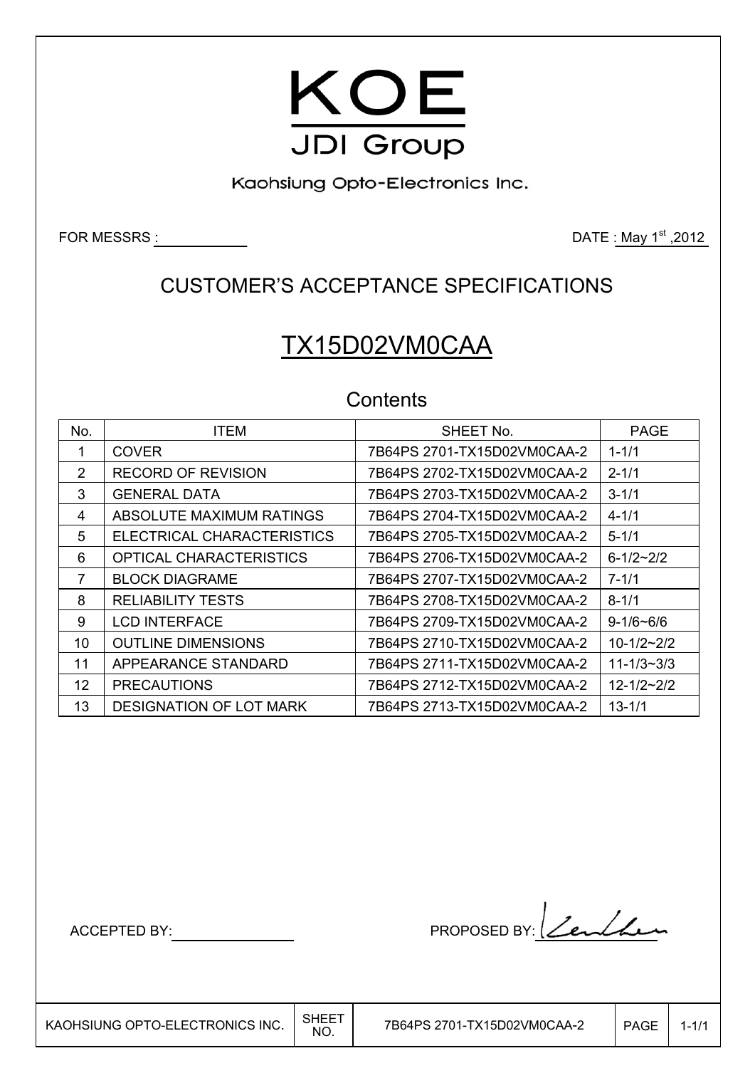# KOE

JDI Group

Kaohsiung Opto-Electronics Inc.

FOR MESSRS :                                                                                    DATE : May 1st ,2012

## CUSTOMER'S ACCEPTANCE SPECIFICATIONS

## TX15D02VM0CAA

### Contents

| No. | ITEM | SHEET No. | PAGE |
|---|---|---|---|
| 1 | COVER | 7B64PS 2701-TX15D02VM0CAA-2 | 1-1/1 |
| 2 | RECORD OF REVISION | 7B64PS 2702-TX15D02VM0CAA-2 | 2-1/1 |
| 3 | GENERAL DATA | 7B64PS 2703-TX15D02VM0CAA-2 | 3-1/1 |
| 4 | ABSOLUTE MAXIMUM RATINGS | 7B64PS 2704-TX15D02VM0CAA-2 | 4-1/1 |
| 5 | ELECTRICAL CHARACTERISTICS | 7B64PS 2705-TX15D02VM0CAA-2 | 5-1/1 |
| 6 | OPTICAL CHARACTERISTICS | 7B64PS 2706-TX15D02VM0CAA-2 | 6-1/2~2/2 |
| 7 | BLOCK DIAGRAME | 7B64PS 2707-TX15D02VM0CAA-2 | 7-1/1 |
| 8 | RELIABILITY TESTS | 7B64PS 2708-TX15D02VM0CAA-2 | 8-1/1 |
| 9 | LCD INTERFACE | 7B64PS 2709-TX15D02VM0CAA-2 | 9-1/6~6/6 |
| 10 | OUTLINE DIMENSIONS | 7B64PS 2710-TX15D02VM0CAA-2 | 10-1/2~2/2 |
| 11 | APPEARANCE STANDARD | 7B64PS 2711-TX15D02VM0CAA-2 | 11-1/3~3/3 |
| 12 | PRECAUTIONS | 7B64PS 2712-TX15D02VM0CAA-2 | 12-1/2~2/2 |
| 13 | DESIGNATION OF LOT MARK | 7B64PS 2713-TX15D02VM0CAA-2 | 13-1/1 |

ACCEPTED BY:                                                                 PROPOSED BY: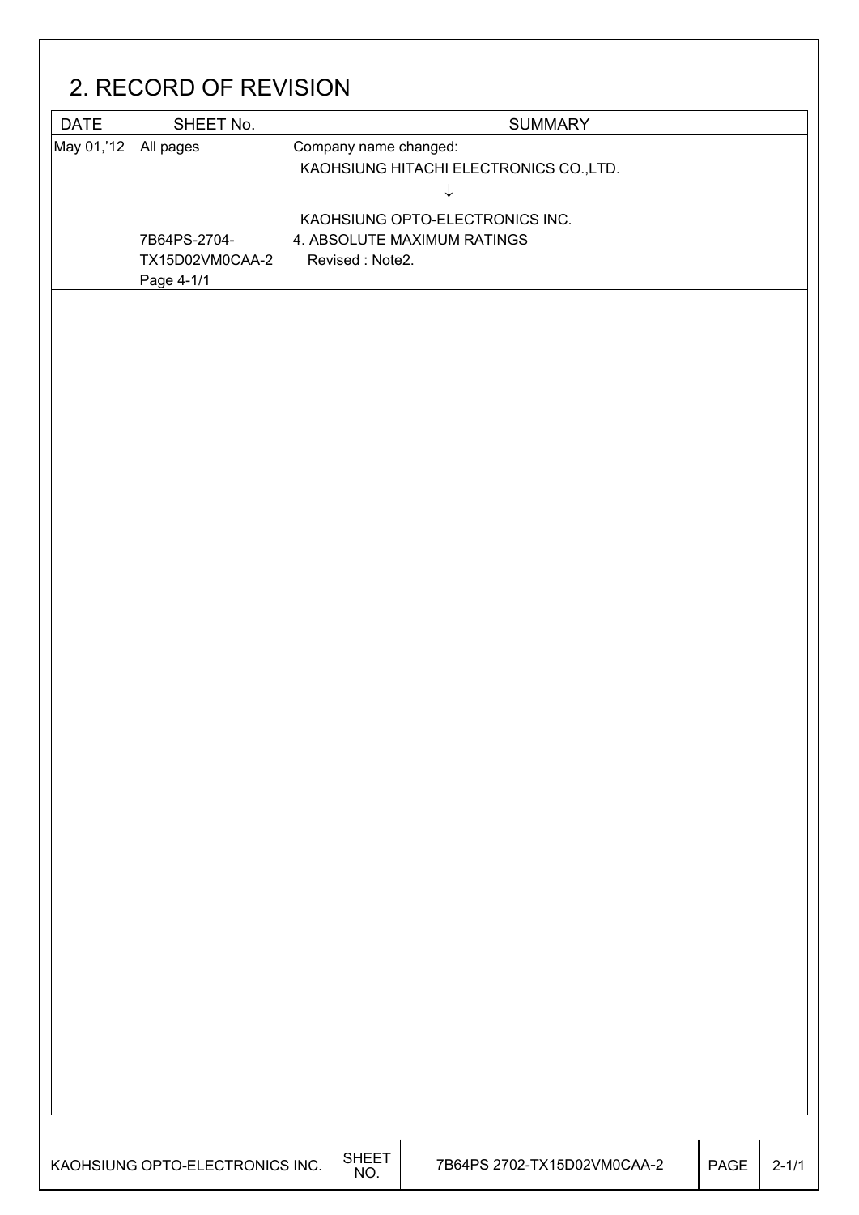## 2. RECORD OF REVISION

| DATE | SHEET No. | SUMMARY |
|---|---|---|
| May 01,'12 | All pages | Company name changed:<br>KAOHSIUNG HITACHI ELECTRONICS CO.,LTD.<br>↓<br>KAOHSIUNG OPTO-ELECTRONICS INC. |
| | 7B64PS-2704-TX15D02VM0CAA-2 Page 4-1/1 | 4. ABSOLUTE MAXIMUM RATINGS<br>Revised : Note2. |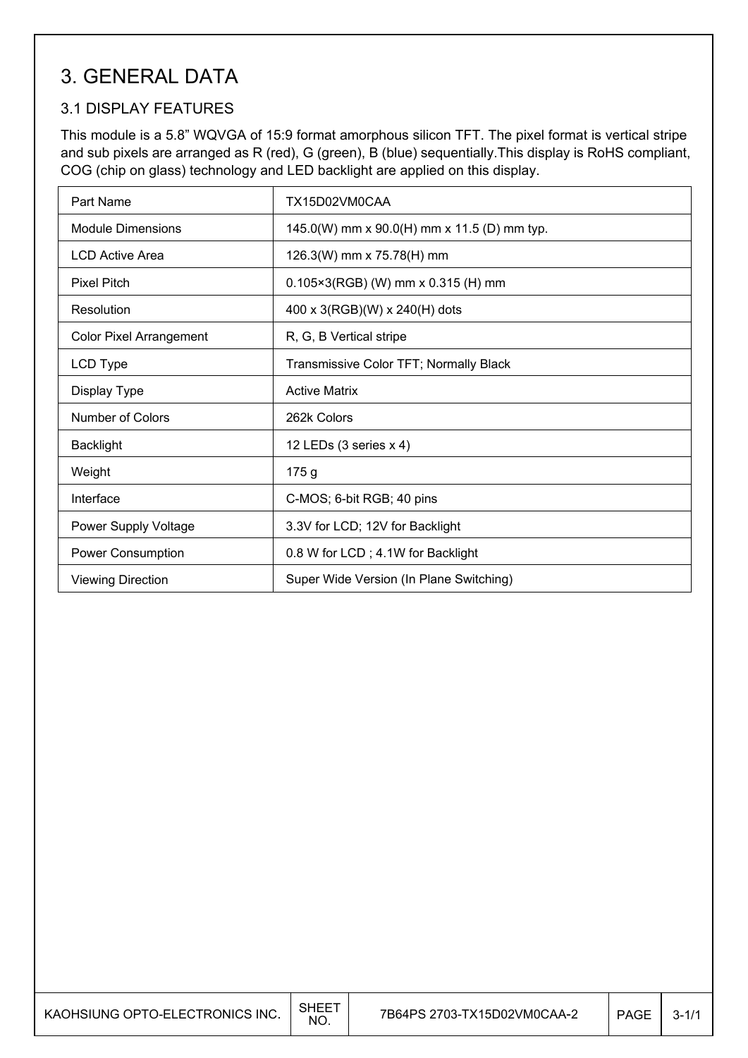# 3. GENERAL DATA

## 3.1 DISPLAY FEATURES

This module is a 5.8” WQVGA of 15:9 format amorphous silicon TFT. The pixel format is vertical stripe and sub pixels are arranged as R (red), G (green), B (blue) sequentially.This display is RoHS compliant, COG (chip on glass) technology and LED backlight are applied on this display.

| Part Name | TX15D02VM0CAA |
|---|---|
| Module Dimensions | 145.0(W) mm x 90.0(H) mm x 11.5 (D) mm typ. |
| LCD Active Area | 126.3(W) mm x 75.78(H) mm |
| Pixel Pitch | 0.105×3(RGB) (W) mm x 0.315 (H) mm |
| Resolution | 400 x 3(RGB)(W) x 240(H) dots |
| Color Pixel Arrangement | R, G, B Vertical stripe |
| LCD Type | Transmissive Color TFT; Normally Black |
| Display Type | Active Matrix |
| Number of Colors | 262k Colors |
| Backlight | 12 LEDs (3 series x 4) |
| Weight | 175 g |
| Interface | C-MOS; 6-bit RGB; 40 pins |
| Power Supply Voltage | 3.3V for LCD; 12V for Backlight |
| Power Consumption | 0.8 W for LCD ; 4.1W for Backlight |
| Viewing Direction | Super Wide Version (In Plane Switching) |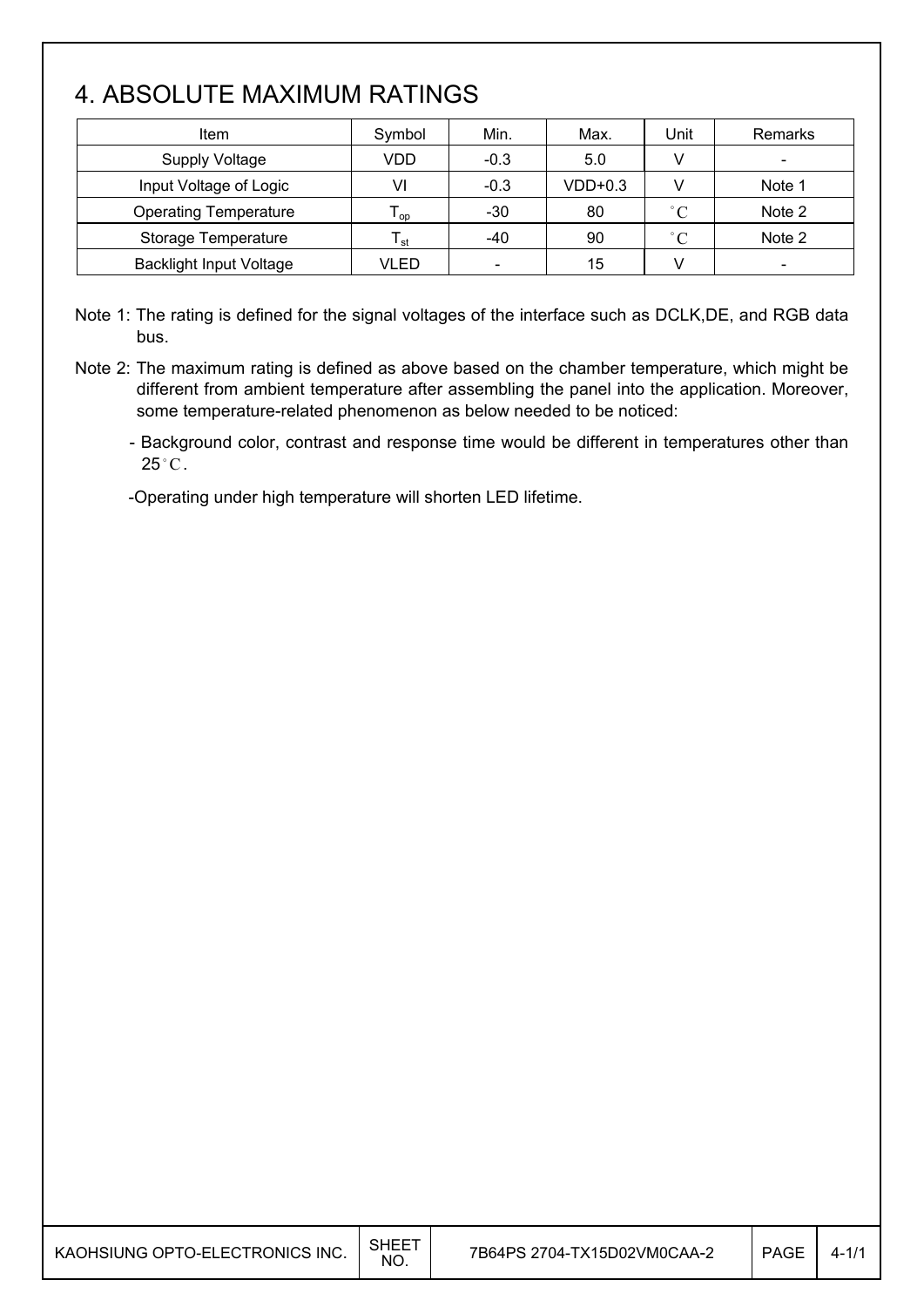# 4. ABSOLUTE MAXIMUM RATINGS

| Item | Symbol | Min. | Max. | Unit | Remarks |
|---|---|---|---|---|---|
| Supply Voltage | VDD | -0.3 | 5.0 | V | - |
| Input Voltage of Logic | VI | -0.3 | VDD+0.3 | V | Note 1 |
| Operating Temperature | $T_{op}$ | -30 | 80 | °C | Note 2 |
| Storage Temperature | $T_{st}$ | -40 | 90 | °C | Note 2 |
| Backlight Input Voltage | VLED | - | 15 | V | - |

Note 1: The rating is defined for the signal voltages of the interface such as DCLK,DE, and RGB data bus.

Note 2: The maximum rating is defined as above based on the chamber temperature, which might be different from ambient temperature after assembling the panel into the application. Moreover, some temperature-related phenomenon as below needed to be noticed:

- Background color, contrast and response time would be different in temperatures other than 25°C.

- Operating under high temperature will shorten LED lifetime.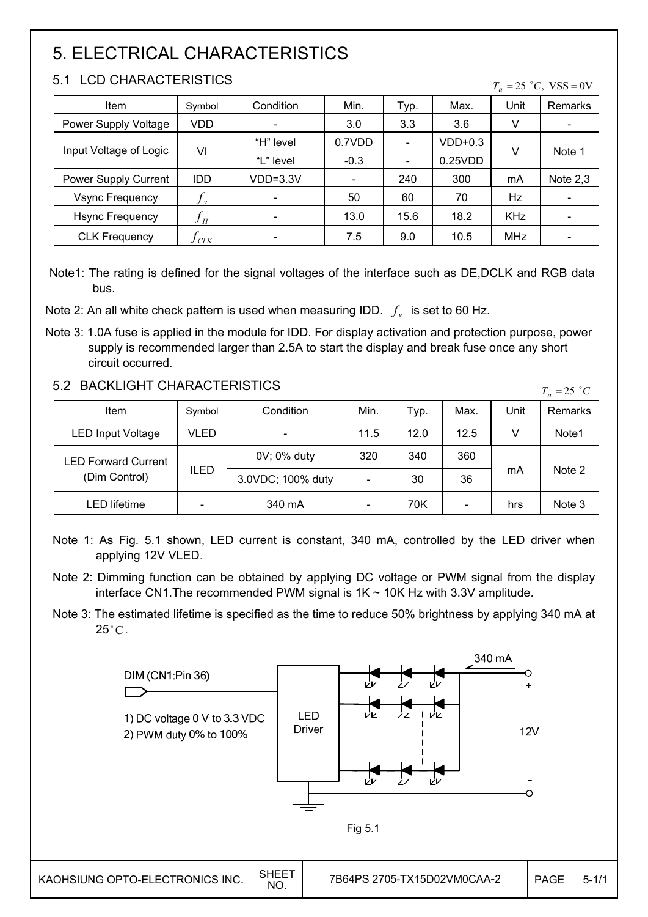# 5. ELECTRICAL CHARACTERISTICS

## 5.1 LCD CHARACTERISTICS

$T_a = 25\ ^\circ C,\ VSS = 0V$

| Item | Symbol | Condition | Min. | Typ. | Max. | Unit | Remarks |
|---|---|---|---|---|---|---|---|
| Power Supply Voltage | VDD | - | 3.0 | 3.3 | 3.6 | V | - |
| Input Voltage of Logic | VI | "H" level | 0.7VDD | - | VDD+0.3 | V | Note 1 |
| | | "L" level | -0.3 | - | 0.25VDD | | |
| Power Supply Current | IDD | VDD=3.3V | - | 240 | 300 | mA | Note 2,3 |
| Vsync Frequency | $f_v$ | - | 50 | 60 | 70 | Hz | - |
| Hsync Frequency | $f_H$ | - | 13.0 | 15.6 | 18.2 | KHz | - |
| CLK Frequency | $f_{CLK}$ | - | 7.5 | 9.0 | 10.5 | MHz | - |

Note1: The rating is defined for the signal voltages of the interface such as DE,DCLK and RGB data bus.

Note 2: An all white check pattern is used when measuring IDD. $f_v$ is set to 60 Hz.

Note 3: 1.0A fuse is applied in the module for IDD. For display activation and protection purpose, power supply is recommended larger than 2.5A to start the display and break fuse once any short circuit occurred.

## 5.2 BACKLIGHT CHARACTERISTICS

$T_a = 25\ ^\circ C$

| Item | Symbol | Condition | Min. | Typ. | Max. | Unit | Remarks |
|---|---|---|---|---|---|---|---|
| LED Input Voltage | VLED | - | 11.5 | 12.0 | 12.5 | V | Note1 |
| LED Forward Current (Dim Control) | ILED | 0V; 0% duty | 320 | 340 | 360 | mA | Note 2 |
| | | 3.0VDC; 100% duty | - | 30 | 36 | | |
| LED lifetime | - | 340 mA | - | 70K | - | hrs | Note 3 |

Note 1: As Fig. 5.1 shown, LED current is constant, 340 mA, controlled by the LED driver when applying 12V VLED.

Note 2: Dimming function can be obtained by applying DC voltage or PWM signal from the display interface CN1.The recommended PWM signal is 1K ~ 10K Hz with 3.3V amplitude.

Note 3: The estimated lifetime is specified as the time to reduce 50% brightness by applying 340 mA at 25$^\circ C$.

DIM (CN1:Pin 36)

1) DC voltage 0 V to 3.3 VDC
2) PWM duty 0% to 100%

LED Driver

340 mA

+

12V

-

Fig 5.1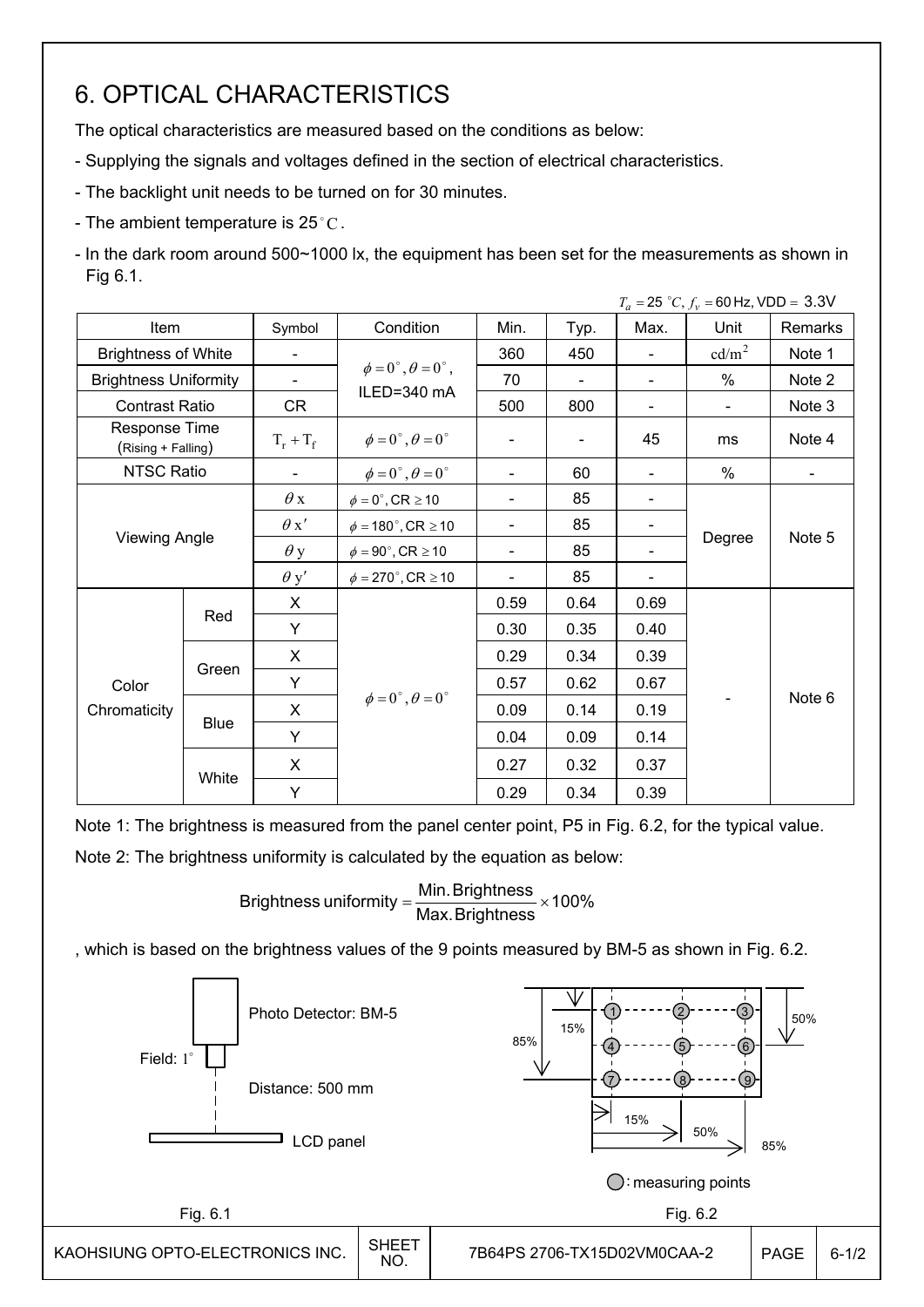# 6. OPTICAL CHARACTERISTICS

The optical characteristics are measured based on the conditions as below:

- Supplying the signals and voltages defined in the section of electrical characteristics.
- The backlight unit needs to be turned on for 30 minutes.
- The ambient temperature is 25°C.
- In the dark room around 500~1000 lx, the equipment has been set for the measurements as shown in Fig 6.1.

$T_a = 25\ ^\circ C,\ f_v = 60$ Hz, VDD = 3.3V

| Item | | Symbol | Condition | Min. | Typ. | Max. | Unit | Remarks |
|---|---|---|---|---|---|---|---|---|
| Brightness of White | | - | $\phi = 0^\circ, \theta = 0^\circ$, ILED=340 mA | 360 | 450 | - | $cd/m^2$ | Note 1 |
| Brightness Uniformity | | - | | 70 | - | - | % | Note 2 |
| Contrast Ratio | | CR | | 500 | 800 | - | - | Note 3 |
| Response Time (Rising + Falling) | | $T_r + T_f$ | $\phi = 0^\circ, \theta = 0^\circ$ | - | - | 45 | ms | Note 4 |
| NTSC Ratio | | - | $\phi = 0^\circ, \theta = 0^\circ$ | - | 60 | - | % | - |
| Viewing Angle | | $\theta x$ | $\phi = 0^\circ$, CR ≥ 10 | - | 85 | - | Degree | Note 5 |
| | | $\theta x'$ | $\phi = 180^\circ$, CR ≥ 10 | - | 85 | - | | |
| | | $\theta y$ | $\phi = 90^\circ$, CR ≥ 10 | - | 85 | - | | |
| | | $\theta y'$ | $\phi = 270^\circ$, CR ≥ 10 | - | 85 | - | | |
| Color Chromaticity | Red | X | $\phi = 0^\circ, \theta = 0^\circ$ | 0.59 | 0.64 | 0.69 | - | Note 6 |
| | | Y | | 0.30 | 0.35 | 0.40 | | |
| | Green | X | | 0.29 | 0.34 | 0.39 | | |
| | | Y | | 0.57 | 0.62 | 0.67 | | |
| | Blue | X | | 0.09 | 0.14 | 0.19 | | |
| | | Y | | 0.04 | 0.09 | 0.14 | | |
| | White | X | | 0.27 | 0.32 | 0.37 | | |
| | | Y | | 0.29 | 0.34 | 0.39 | | |

Note 1: The brightness is measured from the panel center point, P5 in Fig. 6.2, for the typical value.

Note 2: The brightness uniformity is calculated by the equation as below:

$$\text{Brightness uniformity} = \frac{\text{Min. Brightness}}{\text{Max. Brightness}} \times 100\%$$

, which is based on the brightness values of the 9 points measured by BM-5 as shown in Fig. 6.2.

Photo Detector: BM-5

Field: 1°

Distance: 500 mm

LCD panel

Fig. 6.1

15% 50% 85%

○: measuring points

Fig. 6.2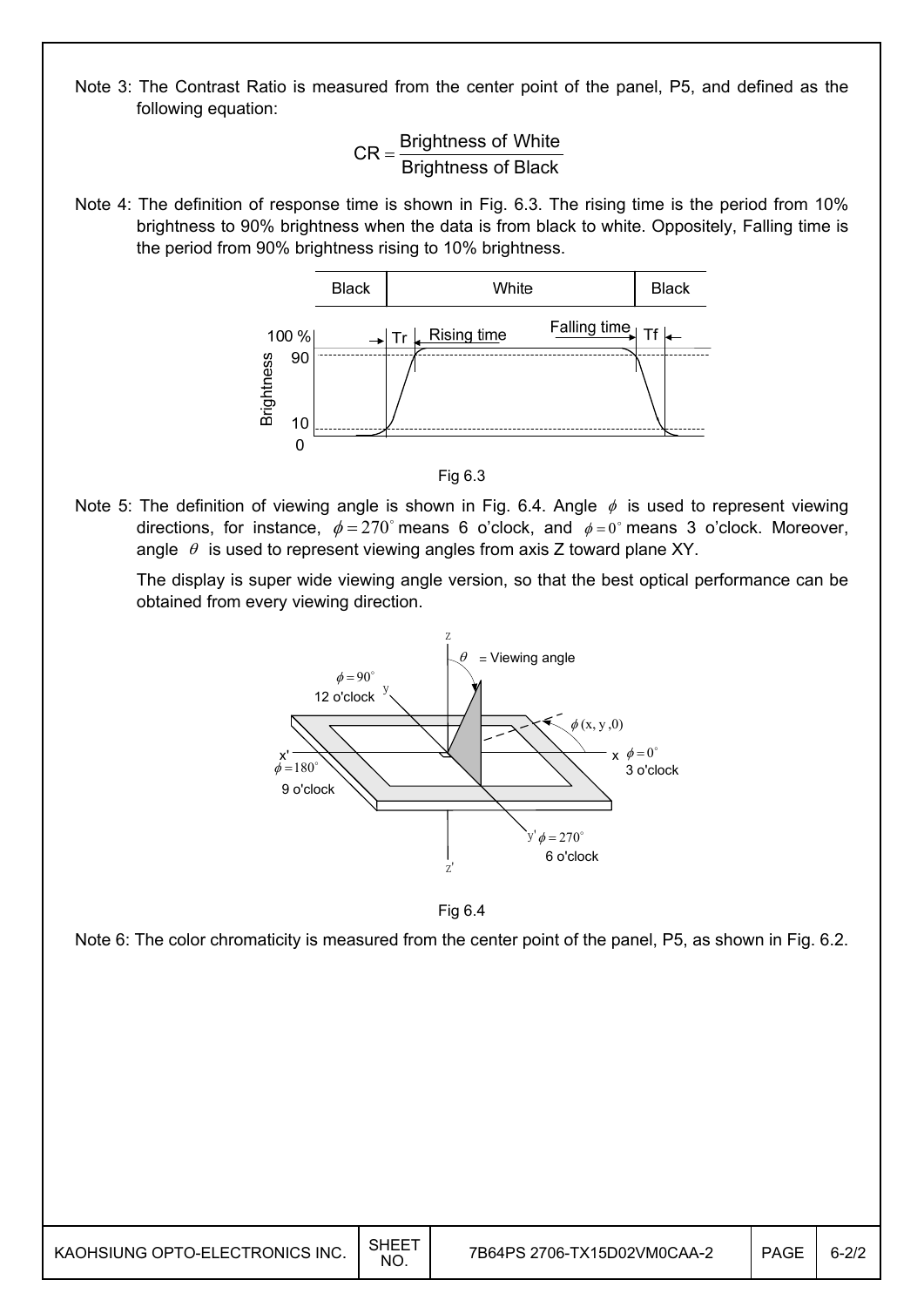Note 3: The Contrast Ratio is measured from the center point of the panel, P5, and defined as the following equation:

$$CR = \frac{\text{Brightness of White}}{\text{Brightness of Black}}$$

Note 4: The definition of response time is shown in Fig. 6.3. The rising time is the period from 10% brightness to 90% brightness when the data is from black to white. Oppositely, Falling time is the period from 90% brightness rising to 10% brightness.

Fig 6.3

Note 5: The definition of viewing angle is shown in Fig. 6.4. Angle $\phi$ is used to represent viewing directions, for instance, $\phi = 270^\circ$ means 6 o'clock, and $\phi = 0^\circ$ means 3 o'clock. Moreover, angle $\theta$ is used to represent viewing angles from axis Z toward plane XY.

The display is super wide viewing angle version, so that the best optical performance can be obtained from every viewing direction.

Fig 6.4

Note 6: The color chromaticity is measured from the center point of the panel, P5, as shown in Fig. 6.2.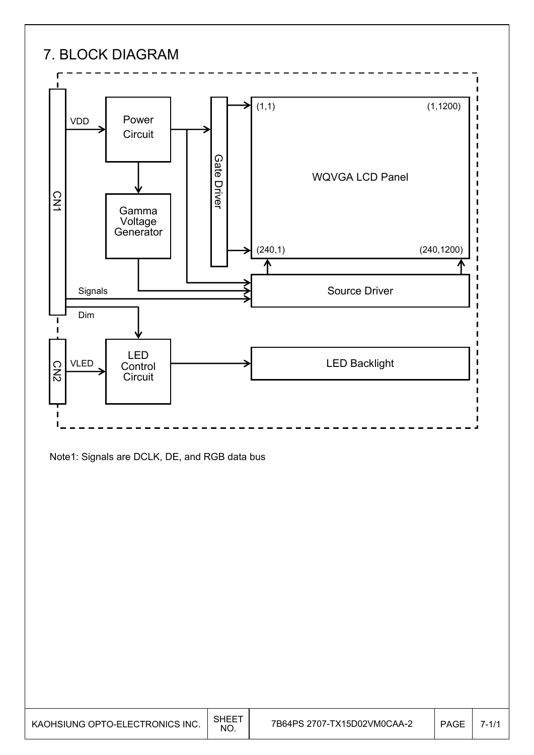# 7. BLOCK DIAGRAM

CN1

VDD

Power Circuit

Gamma Voltage Generator

Gate Driver

(1,1)

(1,1200)

WQVGA LCD Panel

(240,1)

(240,1200)

Signals

Source Driver

Dim

CN2

VLED

LED Control Circuit

LED Backlight

Note1: Signals are DCLK, DE, and RGB data bus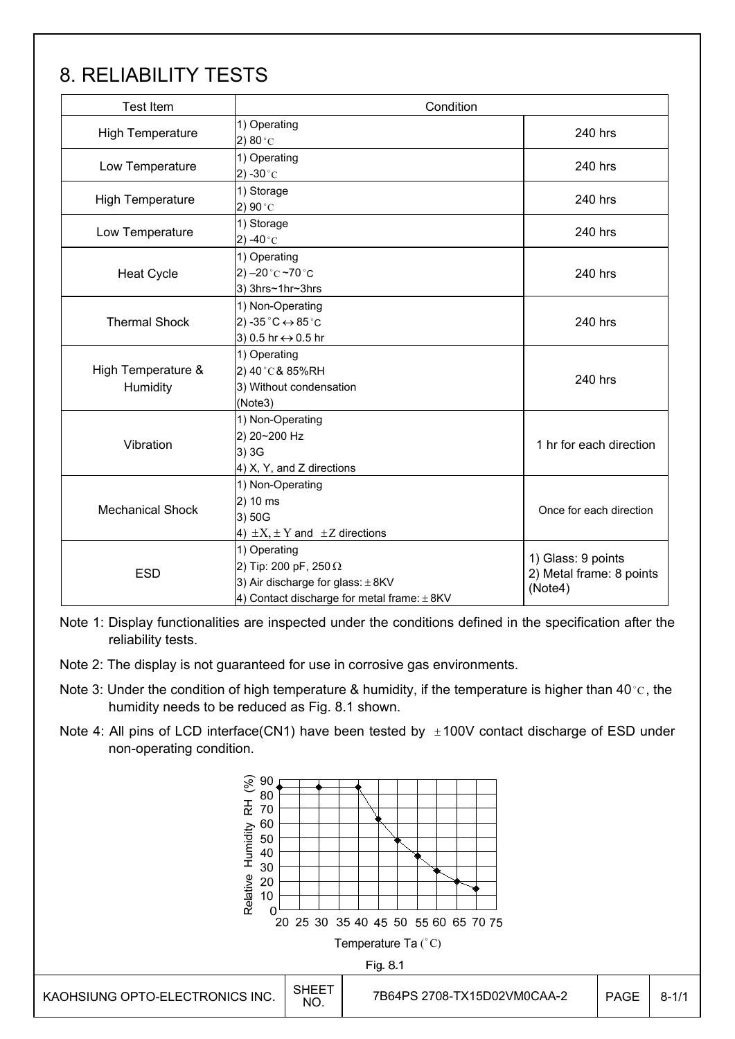# 8. RELIABILITY TESTS

| Test Item | Condition | |
|---|---|---|
| High Temperature | 1) Operating<br>2) 80°C | 240 hrs |
| Low Temperature | 1) Operating<br>2) -30°C | 240 hrs |
| High Temperature | 1) Storage<br>2) 90°C | 240 hrs |
| Low Temperature | 1) Storage<br>2) -40°C | 240 hrs |
| Heat Cycle | 1) Operating<br>2) –20°C ~70°C<br>3) 3hrs~1hr~3hrs | 240 hrs |
| Thermal Shock | 1) Non-Operating<br>2) -35°C ↔ 85°C<br>3) 0.5 hr ↔ 0.5 hr | 240 hrs |
| High Temperature & Humidity | 1) Operating<br>2) 40°C & 85%RH<br>3) Without condensation<br>(Note3) | 240 hrs |
| Vibration | 1) Non-Operating<br>2) 20~200 Hz<br>3) 3G<br>4) X, Y, and Z directions | 1 hr for each direction |
| Mechanical Shock | 1) Non-Operating<br>2) 10 ms<br>3) 50G<br>4) ±X, ±Y and ±Z directions | Once for each direction |
| ESD | 1) Operating<br>2) Tip: 200 pF, 250 Ω<br>3) Air discharge for glass: ±8KV<br>4) Contact discharge for metal frame: ±8KV | 1) Glass: 9 points<br>2) Metal frame: 8 points<br>(Note4) |

Note 1: Display functionalities are inspected under the conditions defined in the specification after the reliability tests.

Note 2: The display is not guaranteed for use in corrosive gas environments.

Note 3: Under the condition of high temperature & humidity, if the temperature is higher than 40°C, the humidity needs to be reduced as Fig. 8.1 shown.

Note 4: All pins of LCD interface(CN1) have been tested by ±100V contact discharge of ESD under non-operating condition.

Fig. 8.1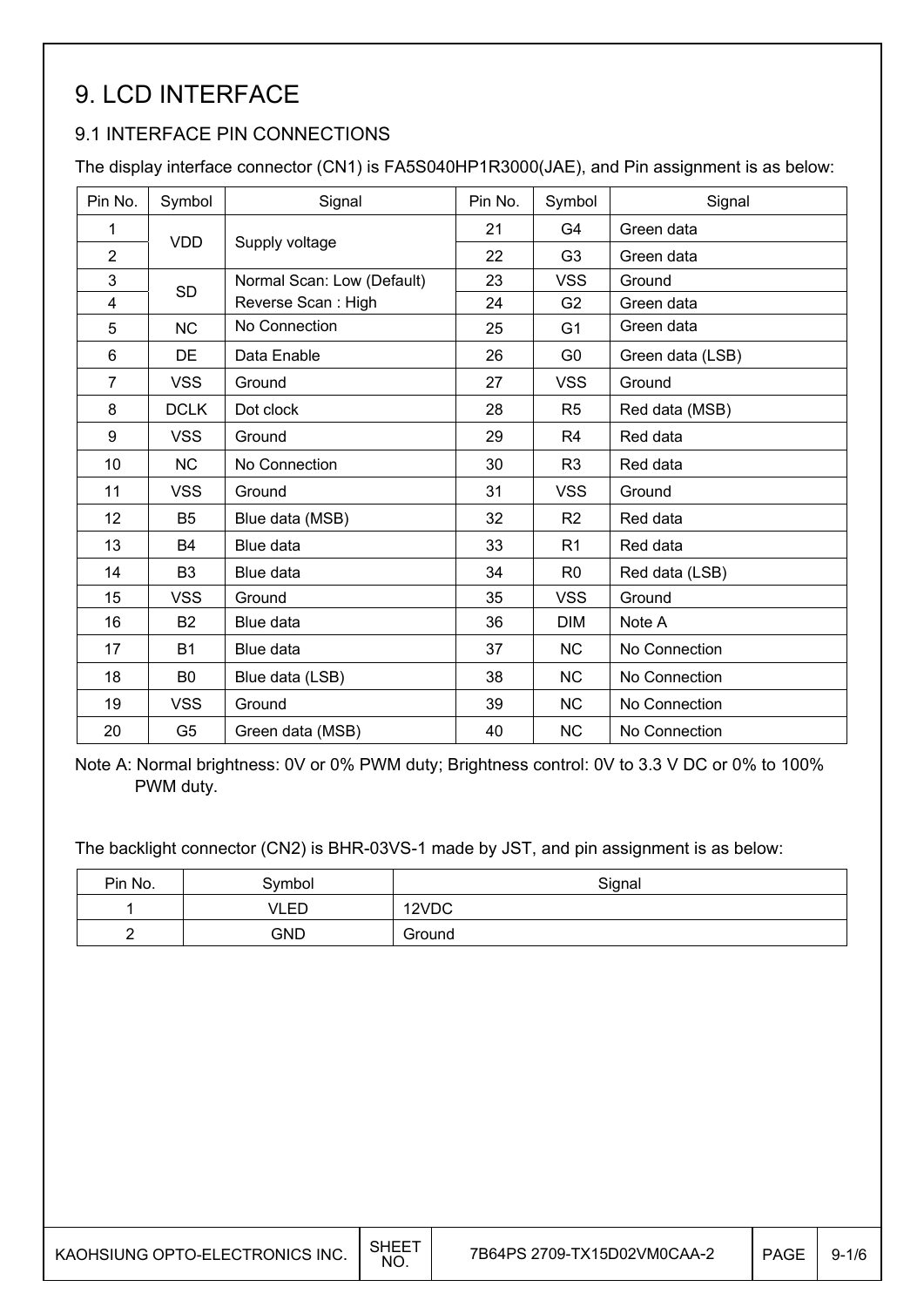# 9. LCD INTERFACE

## 9.1 INTERFACE PIN CONNECTIONS

The display interface connector (CN1) is FA5S040HP1R3000(JAE), and Pin assignment is as below:

| Pin No. | Symbol | Signal | Pin No. | Symbol | Signal |
|---|---|---|---|---|---|
| 1 | VDD | Supply voltage | 21 | G4 | Green data |
| 2 | | | 22 | G3 | Green data |
| 3 | SD | Normal Scan: Low (Default) Reverse Scan : High | 23 | VSS | Ground |
| 4 | | | 24 | G2 | Green data |
| 5 | NC | No Connection | 25 | G1 | Green data |
| 6 | DE | Data Enable | 26 | G0 | Green data (LSB) |
| 7 | VSS | Ground | 27 | VSS | Ground |
| 8 | DCLK | Dot clock | 28 | R5 | Red data (MSB) |
| 9 | VSS | Ground | 29 | R4 | Red data |
| 10 | NC | No Connection | 30 | R3 | Red data |
| 11 | VSS | Ground | 31 | VSS | Ground |
| 12 | B5 | Blue data (MSB) | 32 | R2 | Red data |
| 13 | B4 | Blue data | 33 | R1 | Red data |
| 14 | B3 | Blue data | 34 | R0 | Red data (LSB) |
| 15 | VSS | Ground | 35 | VSS | Ground |
| 16 | B2 | Blue data | 36 | DIM | Note A |
| 17 | B1 | Blue data | 37 | NC | No Connection |
| 18 | B0 | Blue data (LSB) | 38 | NC | No Connection |
| 19 | VSS | Ground | 39 | NC | No Connection |
| 20 | G5 | Green data (MSB) | 40 | NC | No Connection |

Note A: Normal brightness: 0V or 0% PWM duty; Brightness control: 0V to 3.3 V DC or 0% to 100% PWM duty.

The backlight connector (CN2) is BHR-03VS-1 made by JST, and pin assignment is as below:

| Pin No. | Symbol | Signal |
|---|---|---|
| 1 | VLED | 12VDC |
| 2 | GND | Ground |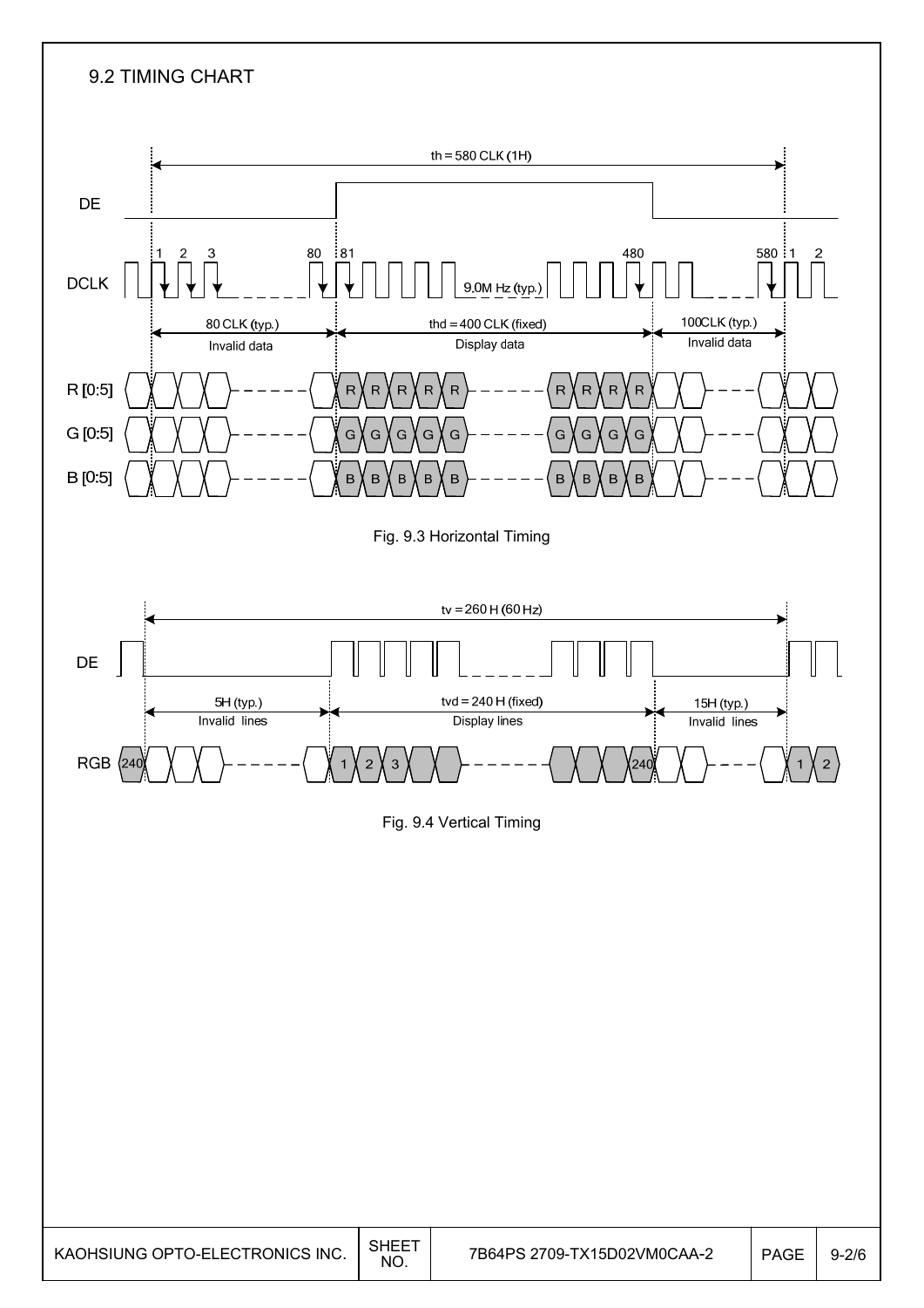## 9.2 TIMING CHART

th = 580 CLK (1H)

DE

DCLK: 1, 2, 3, 80, 81, 480, 580, 1, 2 — 9.0M Hz (typ.)

80 CLK (typ.) Invalid data | thd = 400 CLK (fixed) Display data | 100CLK (typ.) Invalid data

R [0:5], G [0:5], B [0:5]

Fig. 9.3 Horizontal Timing

tv = 260 H (60 Hz)

DE

5H (typ.) Invalid lines | tvd = 240 H (fixed) Display lines | 15H (typ.) Invalid lines

RGB: 240, 1, 2, 3, 240, 1, 2

Fig. 9.4 Vertical Timing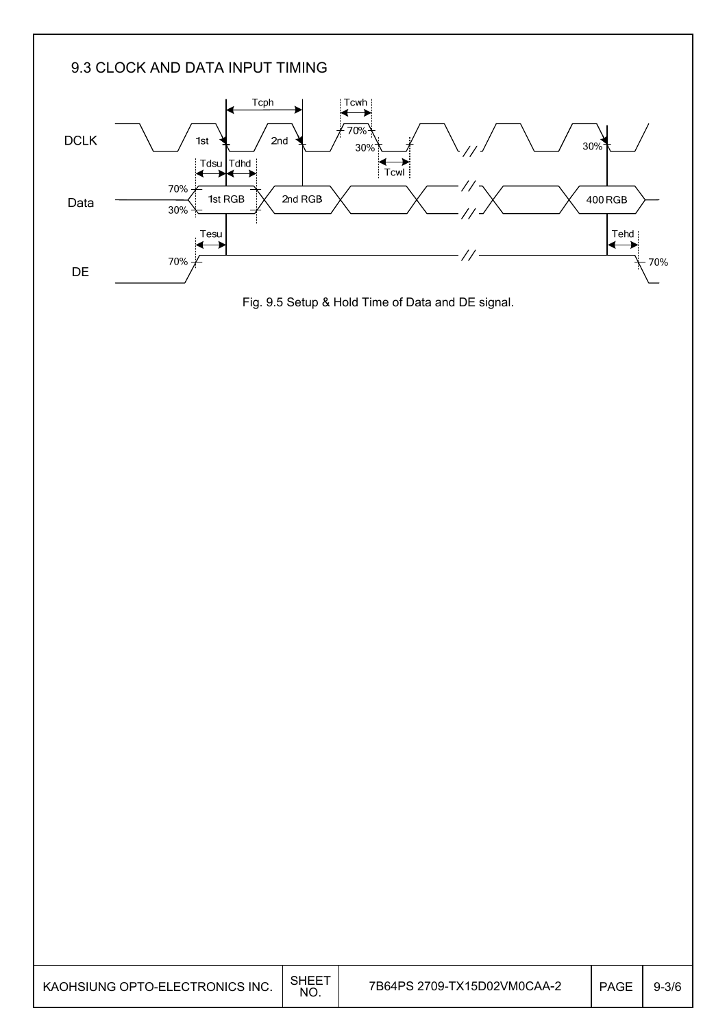## 9.3 CLOCK AND DATA INPUT TIMING

Fig. 9.5 Setup & Hold Time of Data and DE signal.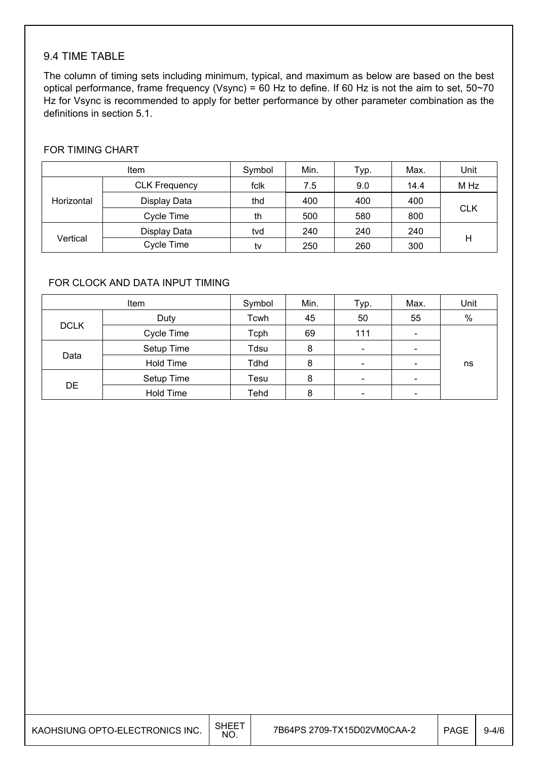## 9.4 TIME TABLE

The column of timing sets including minimum, typical, and maximum as below are based on the best optical performance, frame frequency (Vsync) = 60 Hz to define. If 60 Hz is not the aim to set, 50~70 Hz for Vsync is recommended to apply for better performance by other parameter combination as the definitions in section 5.1.

FOR TIMING CHART

| Item | | Symbol | Min. | Typ. | Max. | Unit |
|---|---|---|---|---|---|---|
| Horizontal | CLK Frequency | fclk | 7.5 | 9.0 | 14.4 | M Hz |
| | Display Data | thd | 400 | 400 | 400 | CLK |
| | Cycle Time | th | 500 | 580 | 800 | |
| Vertical | Display Data | tvd | 240 | 240 | 240 | H |
| | Cycle Time | tv | 250 | 260 | 300 | |

FOR CLOCK AND DATA INPUT TIMING

| Item | | Symbol | Min. | Typ. | Max. | Unit |
|---|---|---|---|---|---|---|
| DCLK | Duty | Tcwh | 45 | 50 | 55 | % |
| | Cycle Time | Tcph | 69 | 111 | - | ns |
| Data | Setup Time | Tdsu | 8 | - | - | |
| | Hold Time | Tdhd | 8 | - | - | |
| DE | Setup Time | Tesu | 8 | - | - | |
| | Hold Time | Tehd | 8 | - | - | |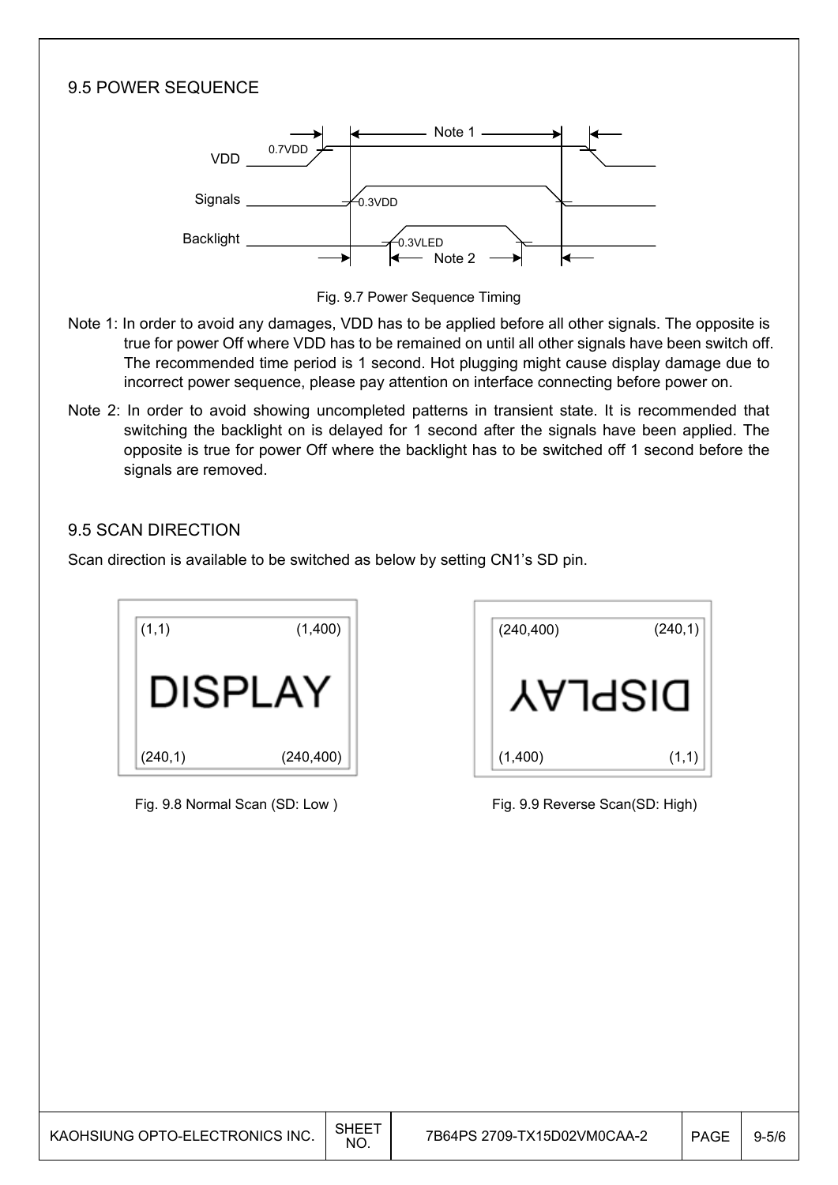## 9.5 POWER SEQUENCE

Fig. 9.7 Power Sequence Timing

Note 1: In order to avoid any damages, VDD has to be applied before all other signals. The opposite is true for power Off where VDD has to be remained on until all other signals have been switch off. The recommended time period is 1 second. Hot plugging might cause display damage due to incorrect power sequence, please pay attention on interface connecting before power on.

Note 2: In order to avoid showing uncompleted patterns in transient state. It is recommended that switching the backlight on is delayed for 1 second after the signals have been applied. The opposite is true for power Off where the backlight has to be switched off 1 second before the signals are removed.

## 9.5 SCAN DIRECTION

Scan direction is available to be switched as below by setting CN1's SD pin.

Fig. 9.8 Normal Scan (SD: Low )

Fig. 9.9 Reverse Scan(SD: High)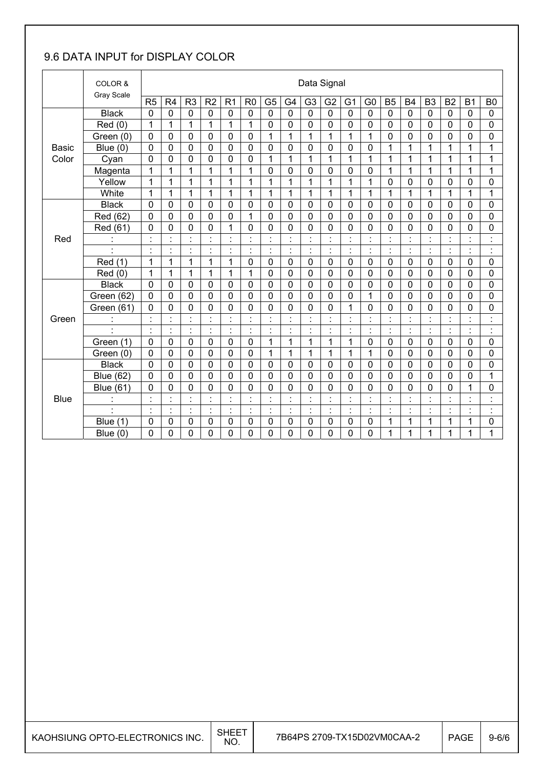## 9.6 DATA INPUT for DISPLAY COLOR

| | COLOR & Gray Scale | Data Signal | | | | | | | | | | | | | | | | | |
|---|---|---|---|---|---|---|---|---|---|---|---|---|---|---|---|---|---|---|---|
| | | R5 | R4 | R3 | R2 | R1 | R0 | G5 | G4 | G3 | G2 | G1 | G0 | B5 | B4 | B3 | B2 | B1 | B0 |
| Basic Color | Black | 0 | 0 | 0 | 0 | 0 | 0 | 0 | 0 | 0 | 0 | 0 | 0 | 0 | 0 | 0 | 0 | 0 | 0 |
| | Red (0) | 1 | 1 | 1 | 1 | 1 | 1 | 0 | 0 | 0 | 0 | 0 | 0 | 0 | 0 | 0 | 0 | 0 | 0 |
| | Green (0) | 0 | 0 | 0 | 0 | 0 | 0 | 1 | 1 | 1 | 1 | 1 | 1 | 0 | 0 | 0 | 0 | 0 | 0 |
| | Blue (0) | 0 | 0 | 0 | 0 | 0 | 0 | 0 | 0 | 0 | 0 | 0 | 0 | 1 | 1 | 1 | 1 | 1 | 1 |
| | Cyan | 0 | 0 | 0 | 0 | 0 | 0 | 1 | 1 | 1 | 1 | 1 | 1 | 1 | 1 | 1 | 1 | 1 | 1 |
| | Magenta | 1 | 1 | 1 | 1 | 1 | 1 | 0 | 0 | 0 | 0 | 0 | 0 | 1 | 1 | 1 | 1 | 1 | 1 |
| | Yellow | 1 | 1 | 1 | 1 | 1 | 1 | 1 | 1 | 1 | 1 | 1 | 1 | 0 | 0 | 0 | 0 | 0 | 0 |
| | White | 1 | 1 | 1 | 1 | 1 | 1 | 1 | 1 | 1 | 1 | 1 | 1 | 1 | 1 | 1 | 1 | 1 | 1 |
| Red | Black | 0 | 0 | 0 | 0 | 0 | 0 | 0 | 0 | 0 | 0 | 0 | 0 | 0 | 0 | 0 | 0 | 0 | 0 |
| | Red (62) | 0 | 0 | 0 | 0 | 0 | 1 | 0 | 0 | 0 | 0 | 0 | 0 | 0 | 0 | 0 | 0 | 0 | 0 |
| | Red (61) | 0 | 0 | 0 | 0 | 1 | 0 | 0 | 0 | 0 | 0 | 0 | 0 | 0 | 0 | 0 | 0 | 0 | 0 |
| | : | : | : | : | : | : | : | : | : | : | : | : | : | : | : | : | : | : | : |
| | : | : | : | : | : | : | : | : | : | : | : | : | : | : | : | : | : | : | : |
| | Red (1) | 1 | 1 | 1 | 1 | 1 | 0 | 0 | 0 | 0 | 0 | 0 | 0 | 0 | 0 | 0 | 0 | 0 | 0 |
| | Red (0) | 1 | 1 | 1 | 1 | 1 | 1 | 0 | 0 | 0 | 0 | 0 | 0 | 0 | 0 | 0 | 0 | 0 | 0 |
| Green | Black | 0 | 0 | 0 | 0 | 0 | 0 | 0 | 0 | 0 | 0 | 0 | 0 | 0 | 0 | 0 | 0 | 0 | 0 |
| | Green (62) | 0 | 0 | 0 | 0 | 0 | 0 | 0 | 0 | 0 | 0 | 0 | 1 | 0 | 0 | 0 | 0 | 0 | 0 |
| | Green (61) | 0 | 0 | 0 | 0 | 0 | 0 | 0 | 0 | 0 | 0 | 1 | 0 | 0 | 0 | 0 | 0 | 0 | 0 |
| | : | : | : | : | : | : | : | : | : | : | : | : | : | : | : | : | : | : | : |
| | : | : | : | : | : | : | : | : | : | : | : | : | : | : | : | : | : | : | : |
| | Green (1) | 0 | 0 | 0 | 0 | 0 | 0 | 1 | 1 | 1 | 1 | 1 | 0 | 0 | 0 | 0 | 0 | 0 | 0 |
| | Green (0) | 0 | 0 | 0 | 0 | 0 | 0 | 1 | 1 | 1 | 1 | 1 | 1 | 0 | 0 | 0 | 0 | 0 | 0 |
| Blue | Black | 0 | 0 | 0 | 0 | 0 | 0 | 0 | 0 | 0 | 0 | 0 | 0 | 0 | 0 | 0 | 0 | 0 | 0 |
| | Blue (62) | 0 | 0 | 0 | 0 | 0 | 0 | 0 | 0 | 0 | 0 | 0 | 0 | 0 | 0 | 0 | 0 | 0 | 1 |
| | Blue (61) | 0 | 0 | 0 | 0 | 0 | 0 | 0 | 0 | 0 | 0 | 0 | 0 | 0 | 0 | 0 | 0 | 1 | 0 |
| | : | : | : | : | : | : | : | : | : | : | : | : | : | : | : | : | : | : | : |
| | : | : | : | : | : | : | : | : | : | : | : | : | : | : | : | : | : | : | : |
| | Blue (1) | 0 | 0 | 0 | 0 | 0 | 0 | 0 | 0 | 0 | 0 | 0 | 0 | 1 | 1 | 1 | 1 | 1 | 0 |
| | Blue (0) | 0 | 0 | 0 | 0 | 0 | 0 | 0 | 0 | 0 | 0 | 0 | 0 | 1 | 1 | 1 | 1 | 1 | 1 |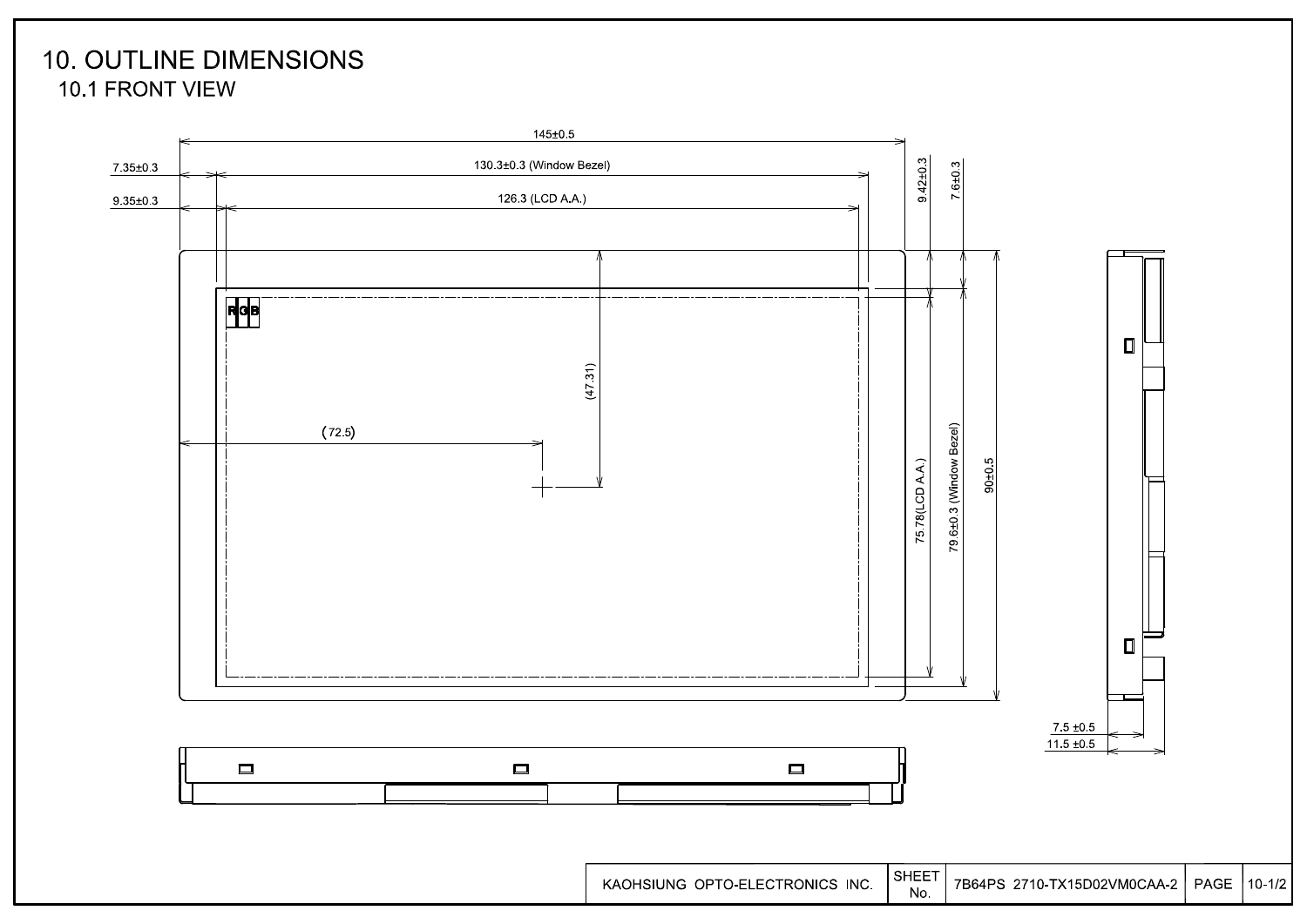# 10. OUTLINE DIMENSIONS

## 10.1 FRONT VIEW

145±0.5

7.35±0.3

130.3±0.3 (Window Bezel)

9.35±0.3

126.3 (LCD A.A.)

9.42±0.3

7.6±0.3

RGB

(47.31)

(72.5)

75.78(LCD A.A.)

79.6±0.3 (Window Bezel)

90±0.5

7.5 ±0.5

11.5 ±0.5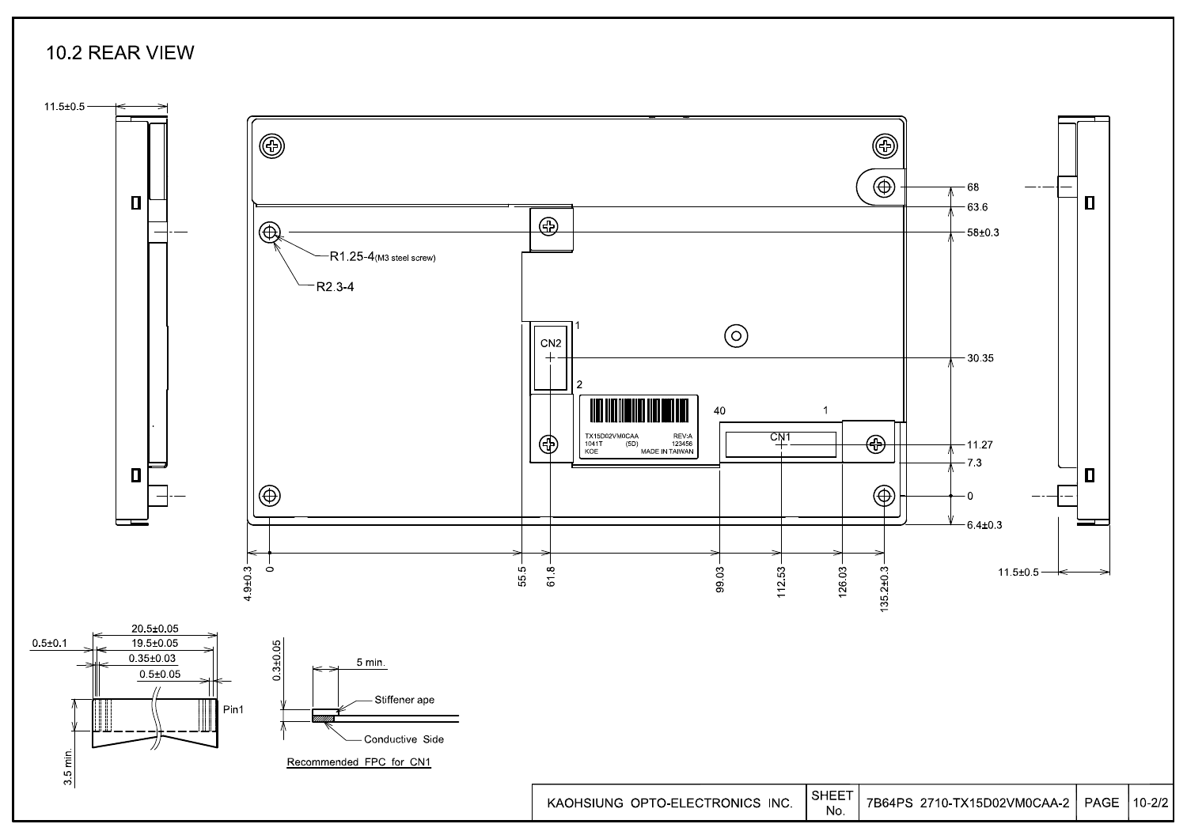## 10.2 REAR VIEW

11.5±0.5

R1.25-4(M3 steel screw)

R2.3-4

CN2

1

2

TX15D02VM0CAA REV:A
1041T (5D) 123456
KOE MADE IN TAIWAN

40

1

CN1

68

63.6

58±0.3

30.35

11.27

7.3

0

6.4±0.3

4.9±0.3 0 55.5 61.8 99.03 112.53 126.03 135.2±0.3

11.5±0.5

20.5±0.05

19.5±0.05

0.5±0.1

0.35±0.03

0.5±0.05

Pin1

3.5 min.

0.3±0.05

5 min.

Stiffener ape

Conductive Side

Recommended FPC for CN1

| KAOHSIUNG OPTO-ELECTRONICS INC. | SHEET No. | 7B64PS 2710-TX15D02VM0CAA-2 | PAGE | 10-2/2 |
|---|---|---|---|---|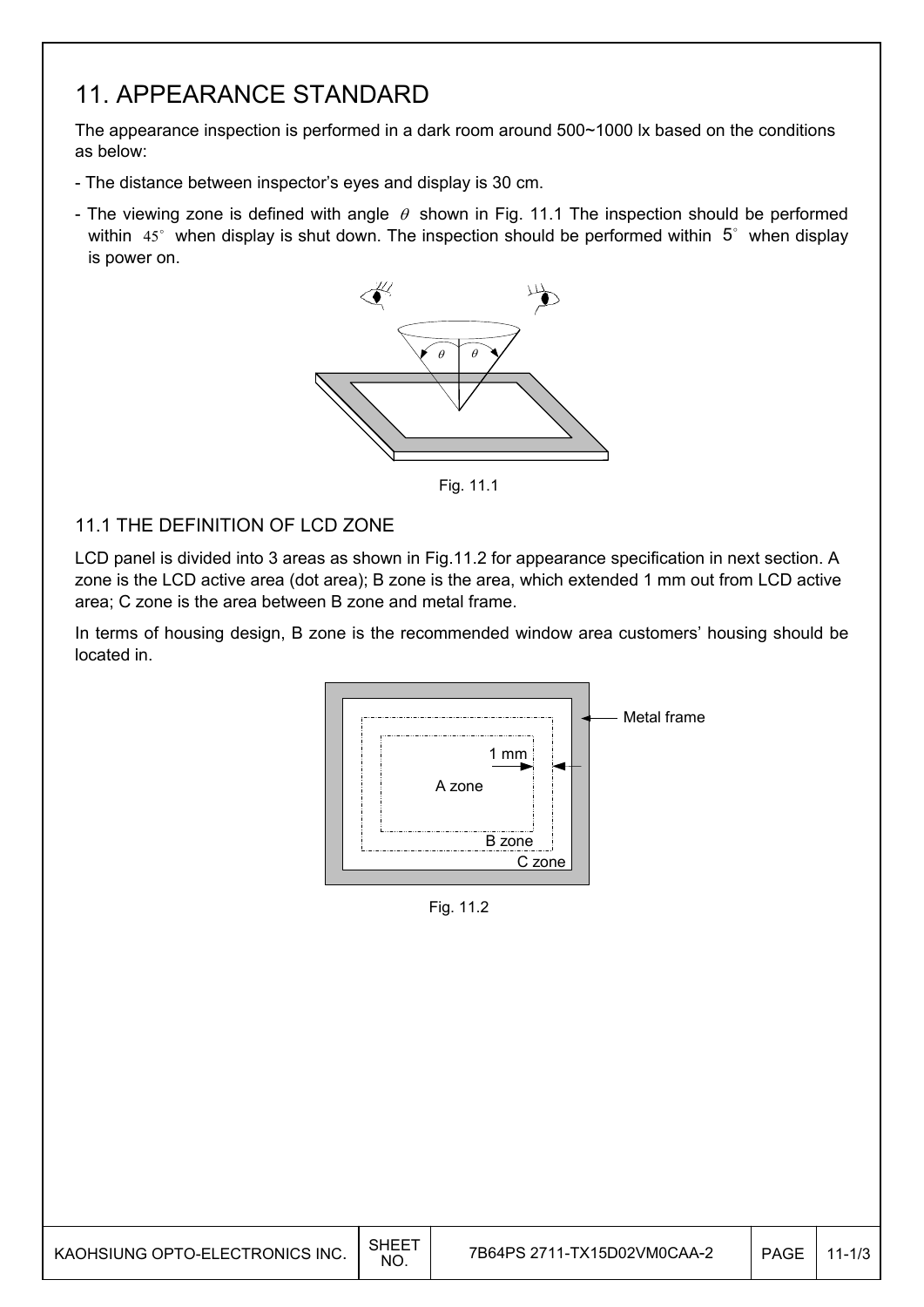# 11. APPEARANCE STANDARD

The appearance inspection is performed in a dark room around 500~1000 lx based on the conditions as below:

- The distance between inspector's eyes and display is 30 cm.
- The viewing zone is defined with angle $\theta$ shown in Fig. 11.1 The inspection should be performed within $45^{\circ}$ when display is shut down. The inspection should be performed within $5^{\circ}$ when display is power on.

Fig. 11.1

## 11.1 THE DEFINITION OF LCD ZONE

LCD panel is divided into 3 areas as shown in Fig.11.2 for appearance specification in next section. A zone is the LCD active area (dot area); B zone is the area, which extended 1 mm out from LCD active area; C zone is the area between B zone and metal frame.

In terms of housing design, B zone is the recommended window area customers' housing should be located in.

Fig. 11.2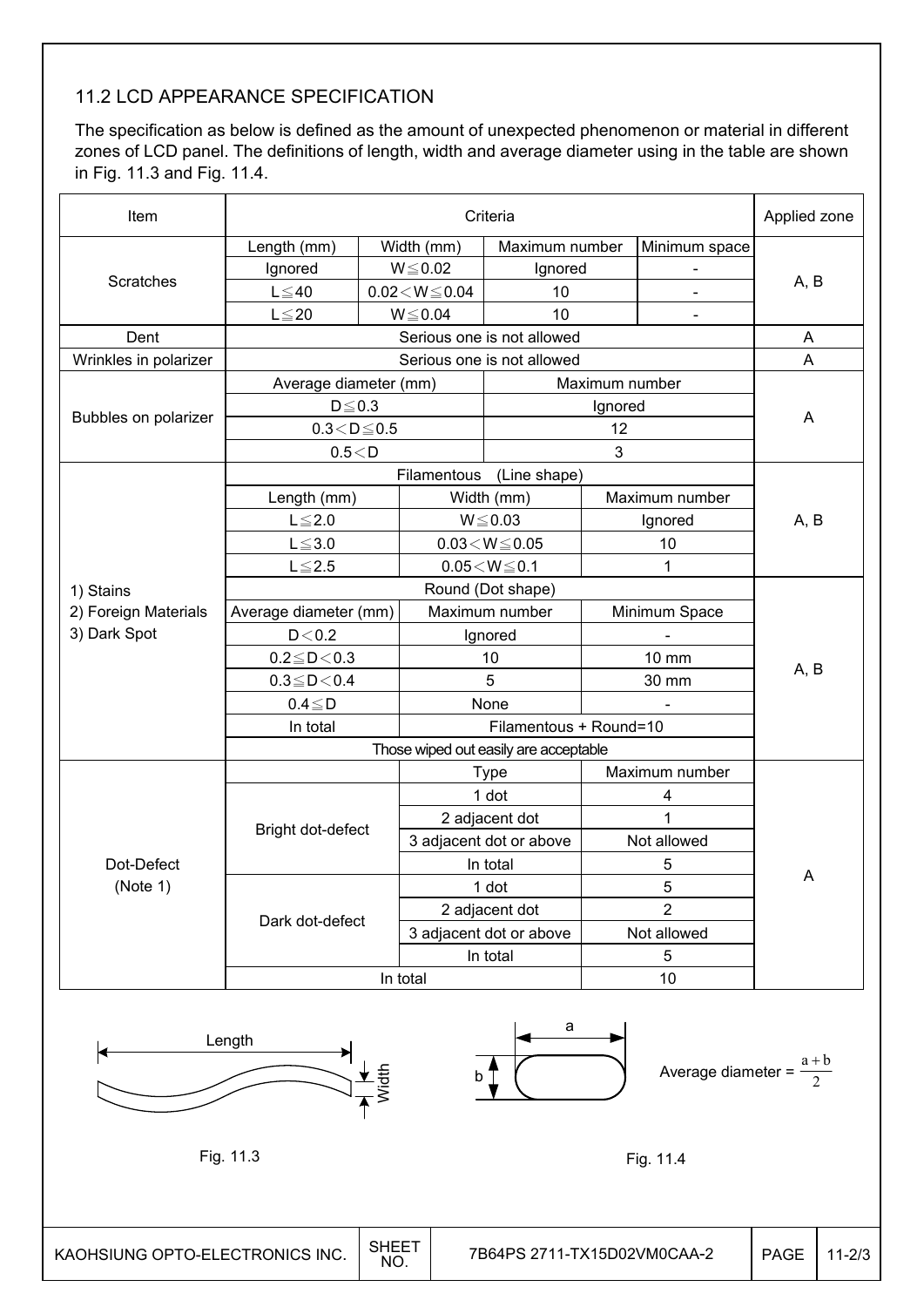## 11.2 LCD APPEARANCE SPECIFICATION

The specification as below is defined as the amount of unexpected phenomenon or material in different zones of LCD panel. The definitions of length, width and average diameter using in the table are shown in Fig. 11.3 and Fig. 11.4.

| Item | Criteria | | | | Applied zone |
|---|---|---|---|---|---|
| Scratches | Length (mm) | Width (mm) | Maximum number | Minimum space | A, B |
| | Ignored | W≦0.02 | Ignored | - | |
| | L≦40 | 0.02＜W≦0.04 | 10 | - | |
| | L≦20 | W≦0.04 | 10 | - | |
| Dent | Serious one is not allowed | | | | A |
| Wrinkles in polarizer | Serious one is not allowed | | | | A |
| Bubbles on polarizer | Average diameter (mm) | | Maximum number | | A |
| | D≦0.3 | | Ignored | | |
| | 0.3＜D≦0.5 | | 12 | | |
| | 0.5＜D | | 3 | | |
| 1) Stains<br>2) Foreign Materials<br>3) Dark Spot | Filamentous (Line shape) | | | | A, B |
| | Length (mm) | Width (mm) | Maximum number | | |
| | L≦2.0 | W≦0.03 | Ignored | | |
| | L≦3.0 | 0.03＜W≦0.05 | 10 | | |
| | L≦2.5 | 0.05＜W≦0.1 | 1 | | |
| | Round (Dot shape) | | | | A, B |
| | Average diameter (mm) | Maximum number | Minimum Space | | |
| | D＜0.2 | Ignored | - | | |
| | 0.2≦D＜0.3 | 10 | 10 mm | | |
| | 0.3≦D＜0.4 | 5 | 30 mm | | |
| | 0.4≦D | None | - | | |
| | In total | Filamentous + Round=10 | | | |
| | Those wiped out easily are acceptable | | | | |
| Dot-Defect (Note 1) | | Type | Maximum number | | A |
| | Bright dot-defect | 1 dot | 4 | | |
| | | 2 adjacent dot | 1 | | |
| | | 3 adjacent dot or above | Not allowed | | |
| | | In total | 5 | | |
| | Dark dot-defect | 1 dot | 5 | | |
| | | 2 adjacent dot | 2 | | |
| | | 3 adjacent dot or above | Not allowed | | |
| | | In total | 5 | | |
| | In total | | 10 | | |

Length / Width

Fig. 11.3

a / b

Average diameter = $\frac{a+b}{2}$

Fig. 11.4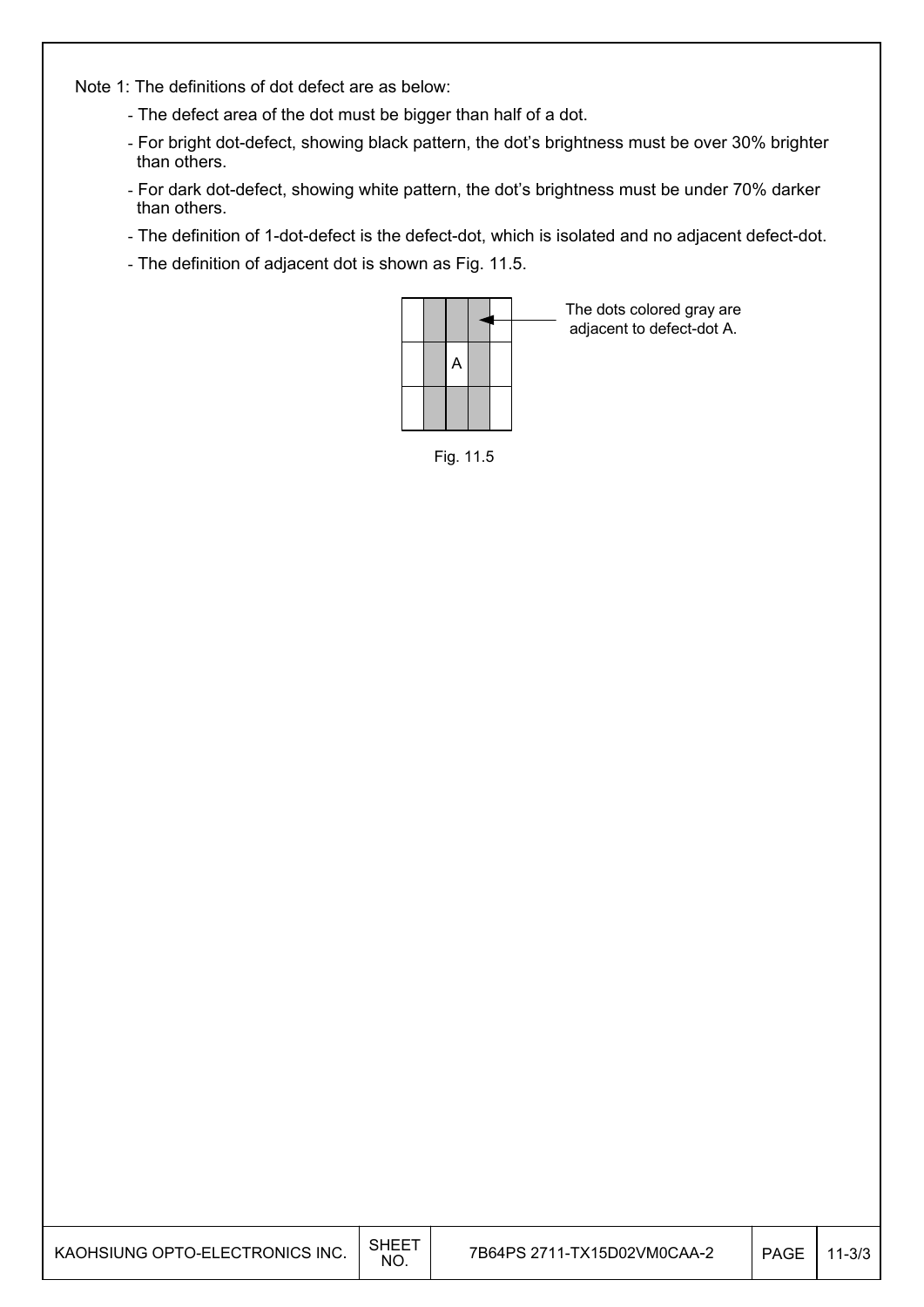Note 1: The definitions of dot defect are as below:

- The defect area of the dot must be bigger than half of a dot.
- For bright dot-defect, showing black pattern, the dot's brightness must be over 30% brighter than others.
- For dark dot-defect, showing white pattern, the dot's brightness must be under 70% darker than others.
- The definition of 1-dot-defect is the defect-dot, which is isolated and no adjacent defect-dot.
- The definition of adjacent dot is shown as Fig. 11.5.

The dots colored gray are adjacent to defect-dot A.

Fig. 11.5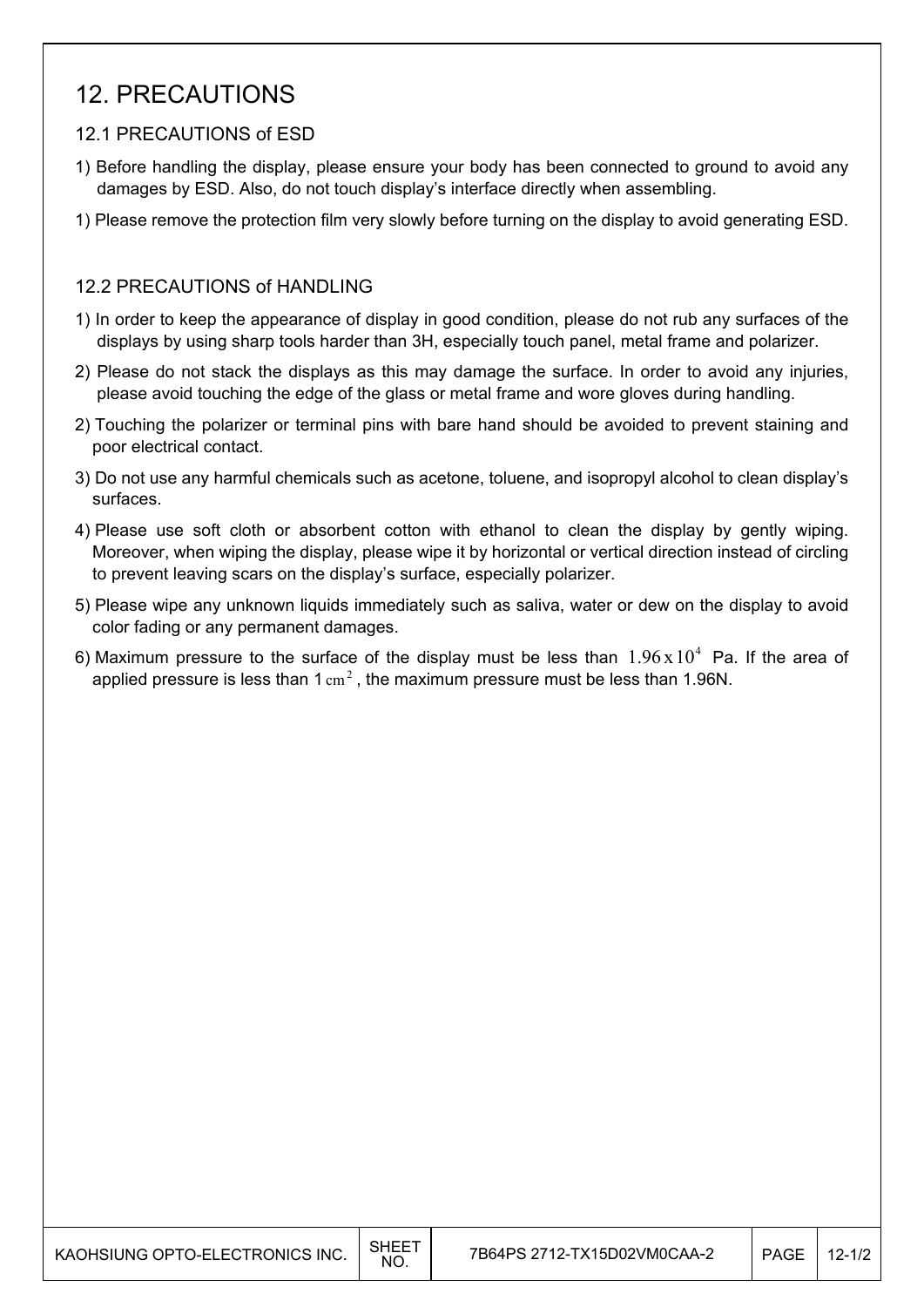# 12. PRECAUTIONS

## 12.1 PRECAUTIONS of ESD

1) Before handling the display, please ensure your body has been connected to ground to avoid any damages by ESD. Also, do not touch display's interface directly when assembling.

1) Please remove the protection film very slowly before turning on the display to avoid generating ESD.

## 12.2 PRECAUTIONS of HANDLING

1) In order to keep the appearance of display in good condition, please do not rub any surfaces of the displays by using sharp tools harder than 3H, especially touch panel, metal frame and polarizer.

2) Please do not stack the displays as this may damage the surface. In order to avoid any injuries, please avoid touching the edge of the glass or metal frame and wore gloves during handling.

2) Touching the polarizer or terminal pins with bare hand should be avoided to prevent staining and poor electrical contact.

3) Do not use any harmful chemicals such as acetone, toluene, and isopropyl alcohol to clean display's surfaces.

4) Please use soft cloth or absorbent cotton with ethanol to clean the display by gently wiping. Moreover, when wiping the display, please wipe it by horizontal or vertical direction instead of circling to prevent leaving scars on the display's surface, especially polarizer.

5) Please wipe any unknown liquids immediately such as saliva, water or dew on the display to avoid color fading or any permanent damages.

6) Maximum pressure to the surface of the display must be less than $1.96 \times 10^4$ Pa. If the area of applied pressure is less than 1 $cm^2$, the maximum pressure must be less than 1.96N.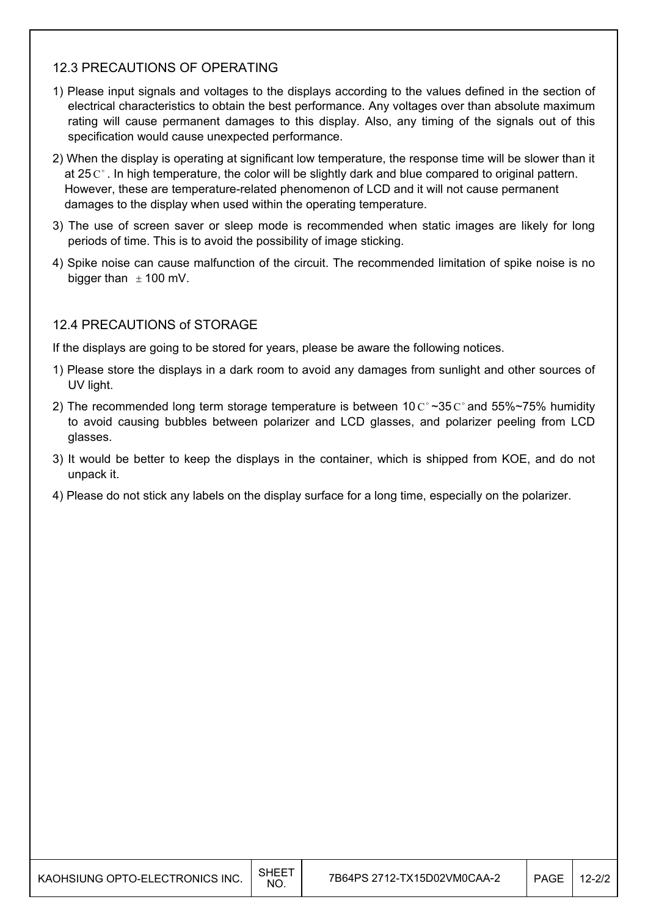### 12.3 PRECAUTIONS OF OPERATING

1) Please input signals and voltages to the displays according to the values defined in the section of electrical characteristics to obtain the best performance. Any voltages over than absolute maximum rating will cause permanent damages to this display. Also, any timing of the signals out of this specification would cause unexpected performance.
2) When the display is operating at significant low temperature, the response time will be slower than it at 25C°. In high temperature, the color will be slightly dark and blue compared to original pattern. However, these are temperature-related phenomenon of LCD and it will not cause permanent damages to the display when used within the operating temperature.
3) The use of screen saver or sleep mode is recommended when static images are likely for long periods of time. This is to avoid the possibility of image sticking.
4) Spike noise can cause malfunction of the circuit. The recommended limitation of spike noise is no bigger than ±100 mV.

### 12.4 PRECAUTIONS of STORAGE

If the displays are going to be stored for years, please be aware the following notices.

1) Please store the displays in a dark room to avoid any damages from sunlight and other sources of UV light.
2) The recommended long term storage temperature is between 10C°~35C° and 55%~75% humidity to avoid causing bubbles between polarizer and LCD glasses, and polarizer peeling from LCD glasses.
3) It would be better to keep the displays in the container, which is shipped from KOE, and do not unpack it.
4) Please do not stick any labels on the display surface for a long time, especially on the polarizer.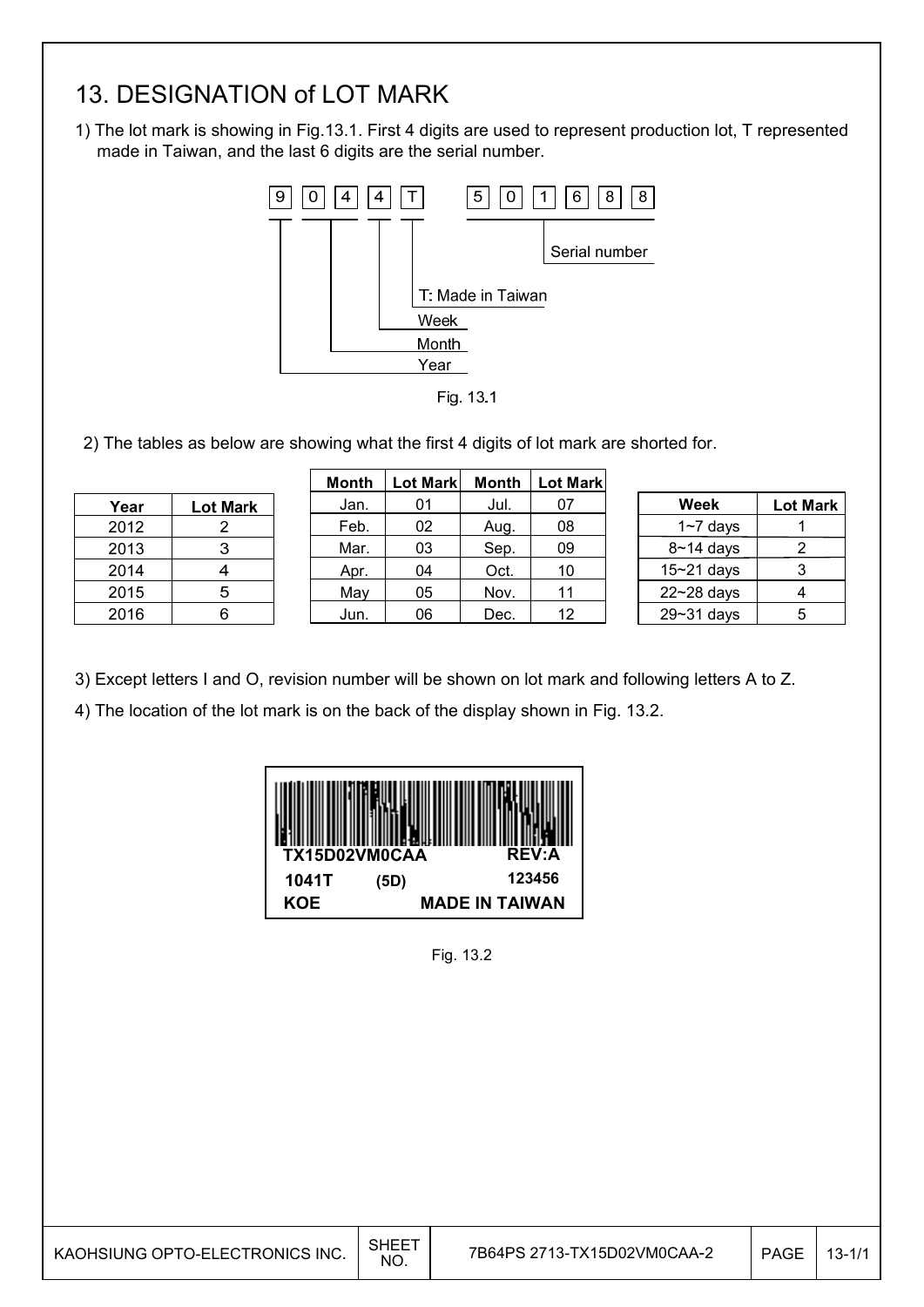# 13. DESIGNATION of LOT MARK

1) The lot mark is showing in Fig.13.1. First 4 digits are used to represent production lot, T represented made in Taiwan, and the last 6 digits are the serial number.

9 0 4 4 T 5 0 1 6 8 8

Serial number

T: Made in Taiwan

Week

Month

Year

Fig. 13.1

2) The tables as below are showing what the first 4 digits of lot mark are shorted for.

| Year | Lot Mark |
|---|---|
| 2012 | 2 |
| 2013 | 3 |
| 2014 | 4 |
| 2015 | 5 |
| 2016 | 6 |

| Month | Lot Mark | Month | Lot Mark |
|---|---|---|---|
| Jan. | 01 | Jul. | 07 |
| Feb. | 02 | Aug. | 08 |
| Mar. | 03 | Sep. | 09 |
| Apr. | 04 | Oct. | 10 |
| May | 05 | Nov. | 11 |
| Jun. | 06 | Dec. | 12 |

| Week | Lot Mark |
|---|---|
| 1~7 days | 1 |
| 8~14 days | 2 |
| 15~21 days | 3 |
| 22~28 days | 4 |
| 29~31 days | 5 |

3) Except letters I and O, revision number will be shown on lot mark and following letters A to Z.

4) The location of the lot mark is on the back of the display shown in Fig. 13.2.

TX15D02VM0CAA REV:A

1041T (5D) 123456

KOE MADE IN TAIWAN

Fig. 13.2